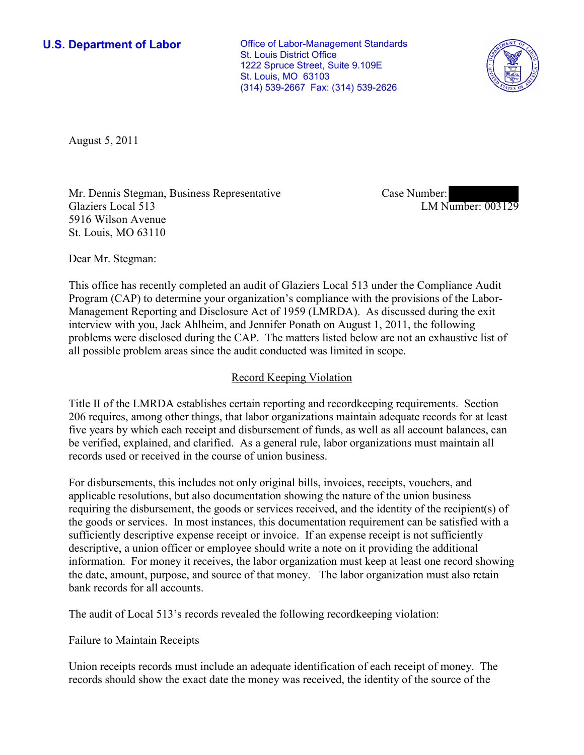**U.S. Department of Labor**

Office of Labor-Management Standards
St. Louis District Office
1222 Spruce Street, Suite 9.109E
St. Louis, MO 63103
(314) 539-2667 Fax: (314) 539-2626

August 5, 2011

Mr. Dennis Stegman, Business Representative
Glaziers Local 513
5916 Wilson Avenue
St. Louis, MO 63110

Case Number:
LM Number: 003129

Dear Mr. Stegman:

This office has recently completed an audit of Glaziers Local 513 under the Compliance Audit Program (CAP) to determine your organization's compliance with the provisions of the Labor-Management Reporting and Disclosure Act of 1959 (LMRDA). As discussed during the exit interview with you, Jack Ahlheim, and Jennifer Ponath on August 1, 2011, the following problems were disclosed during the CAP. The matters listed below are not an exhaustive list of all possible problem areas since the audit conducted was limited in scope.

## Record Keeping Violation

Title II of the LMRDA establishes certain reporting and recordkeeping requirements. Section 206 requires, among other things, that labor organizations maintain adequate records for at least five years by which each receipt and disbursement of funds, as well as all account balances, can be verified, explained, and clarified. As a general rule, labor organizations must maintain all records used or received in the course of union business.

For disbursements, this includes not only original bills, invoices, receipts, vouchers, and applicable resolutions, but also documentation showing the nature of the union business requiring the disbursement, the goods or services received, and the identity of the recipient(s) of the goods or services. In most instances, this documentation requirement can be satisfied with a sufficiently descriptive expense receipt or invoice. If an expense receipt is not sufficiently descriptive, a union officer or employee should write a note on it providing the additional information. For money it receives, the labor organization must keep at least one record showing the date, amount, purpose, and source of that money. The labor organization must also retain bank records for all accounts.

The audit of Local 513's records revealed the following recordkeeping violation:

Failure to Maintain Receipts

Union receipts records must include an adequate identification of each receipt of money. The records should show the exact date the money was received, the identity of the source of the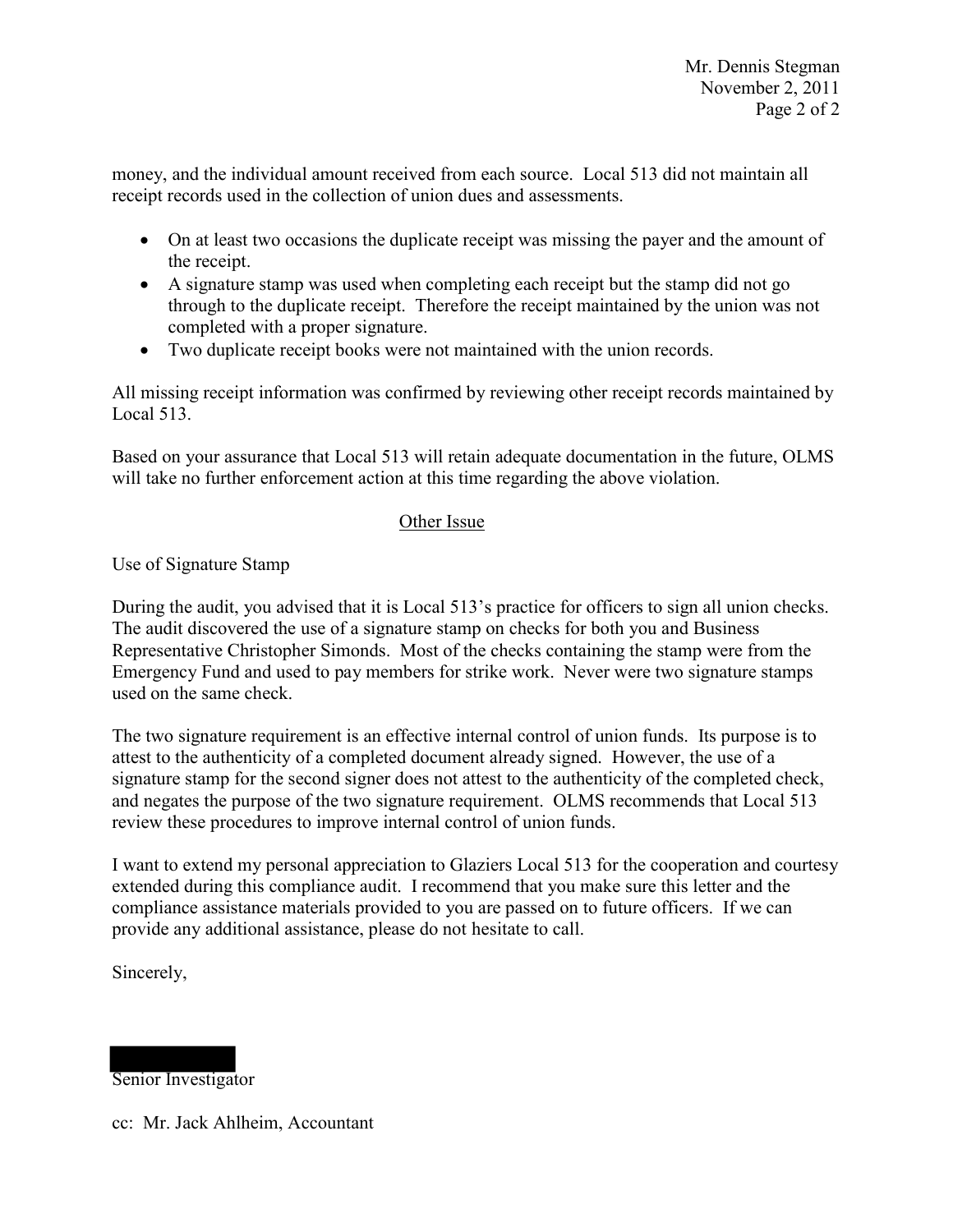money, and the individual amount received from each source. Local 513 did not maintain all receipt records used in the collection of union dues and assessments.

- On at least two occasions the duplicate receipt was missing the payer and the amount of the receipt.
- A signature stamp was used when completing each receipt but the stamp did not go through to the duplicate receipt. Therefore the receipt maintained by the union was not completed with a proper signature.
- Two duplicate receipt books were not maintained with the union records.

All missing receipt information was confirmed by reviewing other receipt records maintained by Local 513.

Based on your assurance that Local 513 will retain adequate documentation in the future, OLMS will take no further enforcement action at this time regarding the above violation.

## Other Issue

Use of Signature Stamp

During the audit, you advised that it is Local 513's practice for officers to sign all union checks. The audit discovered the use of a signature stamp on checks for both you and Business Representative Christopher Simonds. Most of the checks containing the stamp were from the Emergency Fund and used to pay members for strike work. Never were two signature stamps used on the same check.

The two signature requirement is an effective internal control of union funds. Its purpose is to attest to the authenticity of a completed document already signed. However, the use of a signature stamp for the second signer does not attest to the authenticity of the completed check, and negates the purpose of the two signature requirement. OLMS recommends that Local 513 review these procedures to improve internal control of union funds.

I want to extend my personal appreciation to Glaziers Local 513 for the cooperation and courtesy extended during this compliance audit. I recommend that you make sure this letter and the compliance assistance materials provided to you are passed on to future officers. If we can provide any additional assistance, please do not hesitate to call.

Sincerely,

Senior Investigator

cc: Mr. Jack Ahlheim, Accountant